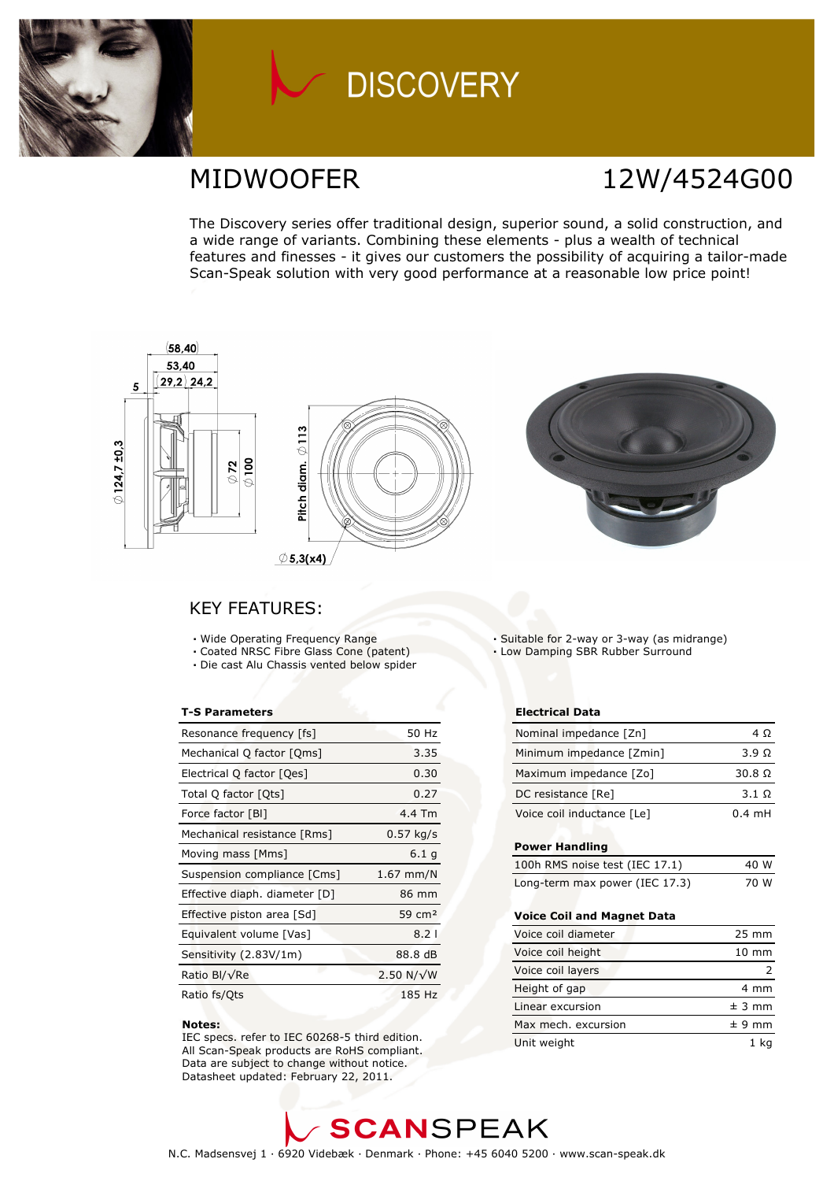# DISCOVERY

## MIDWOOFER 12W/4524G00

The Discovery series offer traditional design, superior sound, a solid construction, and a wide range of variants. Combining these elements - plus a wealth of technical features and finesses - it gives our customers the possibility of acquiring a tailor-made Scan-Speak solution with very good performance at a reasonable low price point!

58,40
53,40
5
29,2
24,2
∅124,7 ±0,3
∅72
∅100
Pitch diam. ∅113
∅5,3(x4)

## KEY FEATURES:

- Wide Operating Frequency Range
- Coated NRSC Fibre Glass Cone (patent)
- Die cast Alu Chassis vented below spider
- Suitable for 2-way or 3-way (as midrange)
- Low Damping SBR Rubber Surround

**T-S Parameters**

| | |
|---|---|
| Resonance frequency [fs] | 50 Hz |
| Mechanical Q factor [Qms] | 3.35 |
| Electrical Q factor [Qes] | 0.30 |
| Total Q factor [Qts] | 0.27 |
| Force factor [Bl] | 4.4 Tm |
| Mechanical resistance [Rms] | 0.57 kg/s |
| Moving mass [Mms] | 6.1 g |
| Suspension compliance [Cms] | 1.67 mm/N |
| Effective diaph. diameter [D] | 86 mm |
| Effective piston area [Sd] | 59 cm² |
| Equivalent volume [Vas] | 8.2 l |
| Sensitivity (2.83V/1m) | 88.8 dB |
| Ratio Bl/√Re | 2.50 N/√W |
| Ratio fs/Qts | 185 Hz |

**Notes:**
IEC specs. refer to IEC 60268-5 third edition.
All Scan-Speak products are RoHS compliant.
Data are subject to change without notice.
Datasheet updated: February 22, 2011.

**Electrical Data**

| | |
|---|---|
| Nominal impedance [Zn] | 4 Ω |
| Minimum impedance [Zmin] | 3.9 Ω |
| Maximum impedance [Zo] | 30.8 Ω |
| DC resistance [Re] | 3.1 Ω |
| Voice coil inductance [Le] | 0.4 mH |

**Power Handling**

| | |
|---|---|
| 100h RMS noise test (IEC 17.1) | 40 W |
| Long-term max power (IEC 17.3) | 70 W |

**Voice Coil and Magnet Data**

| | |
|---|---|
| Voice coil diameter | 25 mm |
| Voice coil height | 10 mm |
| Voice coil layers | 2 |
| Height of gap | 4 mm |
| Linear excursion | ± 3 mm |
| Max mech. excursion | ± 9 mm |
| Unit weight | 1 kg |

SCANSPEAK

N.C. Madsensvej 1 · 6920 Videbæk · Denmark · Phone: +45 6040 5200 · www.scan-speak.dk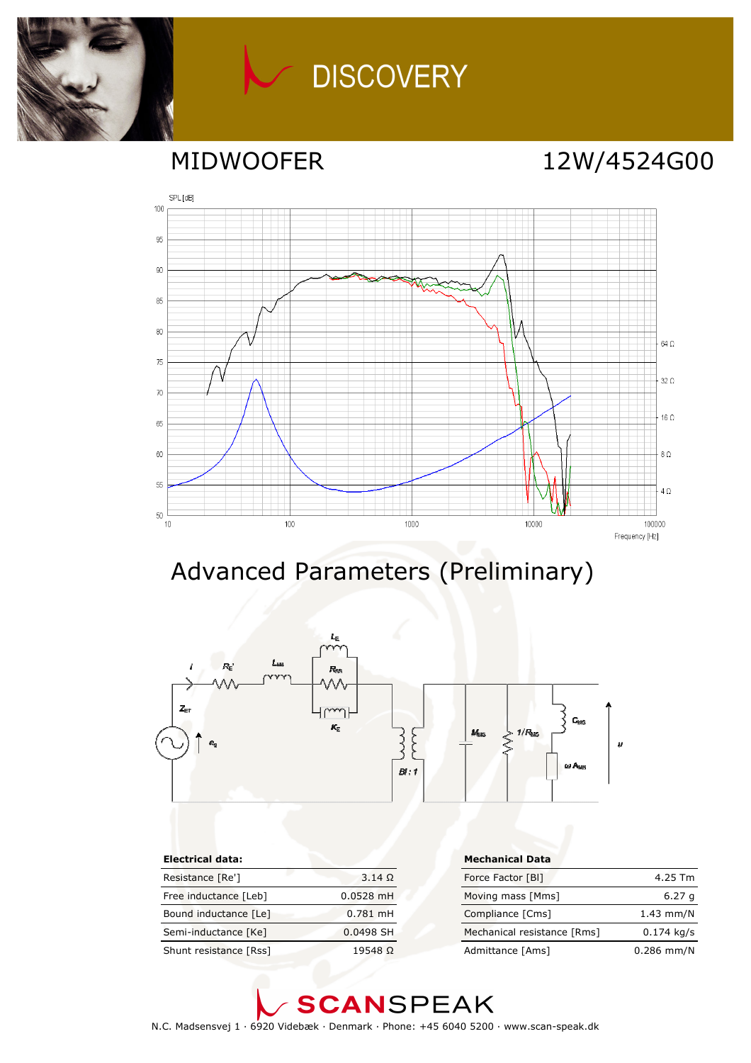DISCOVERY

# MIDWOOFER

12W/4524G00

SPL [dB]

100
95
90
85
80
75
70
65
60
55
50

10
100
1000
10000
100000

Frequency [Hz]

64 Ω
32 Ω
16 Ω
8 Ω
4 Ω

## Advanced Parameters (Preliminary)

$L_E$
$i$
$R_E'$
$L_{eb}$
$R_{SS}$
$K_E$
$Z_{ET}$
$e_g$
$Bl:1$
$M_{MS}$
$1/R_{MS}$
$C_{MS}$
$\omega A_{MS}$
$u$

| **Electrical data:** | |
|---|---|
| Resistance [Re'] | 3.14 Ω |
| Free inductance [Leb] | 0.0528 mH |
| Bound inductance [Le] | 0.781 mH |
| Semi-inductance [Ke] | 0.0498 SH |
| Shunt resistance [Rss] | 19548 Ω |

| **Mechanical Data** | |
|---|---|
| Force Factor [Bl] | 4.25 Tm |
| Moving mass [Mms] | 6.27 g |
| Compliance [Cms] | 1.43 mm/N |
| Mechanical resistance [Rms] | 0.174 kg/s |
| Admittance [Ams] | 0.286 mm/N |

SCANSPEAK

N.C. Madsensvej 1 · 6920 Videbæk · Denmark · Phone: +45 6040 5200 · www.scan-speak.dk